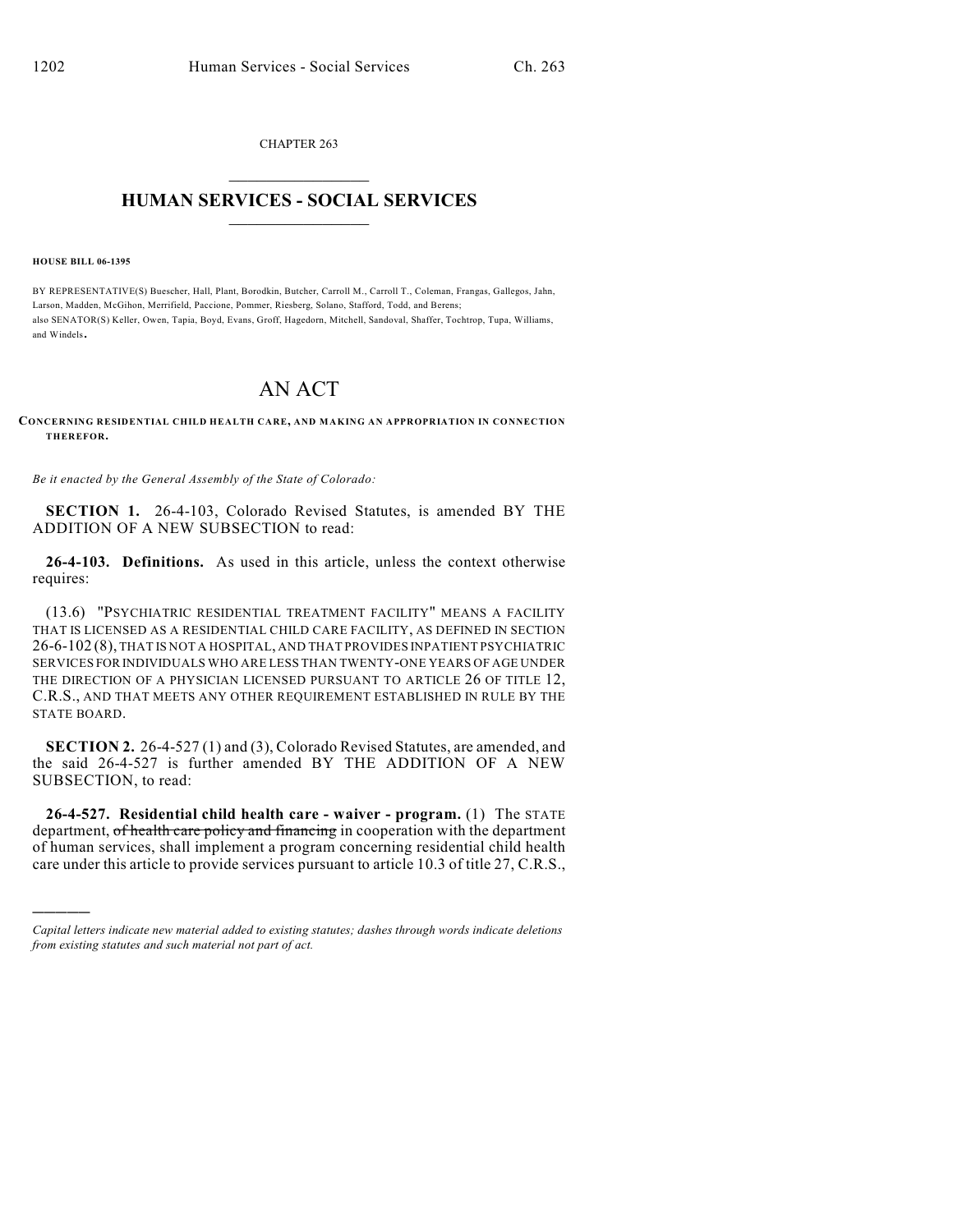CHAPTER 263

# HUMAN SERVICES - SOCIAL SERVICES

**HOUSE BILL 06-1395**

BY REPRESENTATIVE(S) Buescher, Hall, Plant, Borodkin, Butcher, Carroll M., Carroll T., Coleman, Frangas, Gallegos, Jahn, Larson, Madden, McGihon, Merrifield, Paccione, Pommer, Riesberg, Solano, Stafford, Todd, and Berens;
also SENATOR(S) Keller, Owen, Tapia, Boyd, Evans, Groff, Hagedorn, Mitchell, Sandoval, Shaffer, Tochtrop, Tupa, Williams, and Windels.

# AN ACT

**CONCERNING RESIDENTIAL CHILD HEALTH CARE, AND MAKING AN APPROPRIATION IN CONNECTION THEREFOR.**

*Be it enacted by the General Assembly of the State of Colorado:*

**SECTION 1.** 26-4-103, Colorado Revised Statutes, is amended BY THE ADDITION OF A NEW SUBSECTION to read:

**26-4-103. Definitions.** As used in this article, unless the context otherwise requires:

(13.6) "PSYCHIATRIC RESIDENTIAL TREATMENT FACILITY" MEANS A FACILITY THAT IS LICENSED AS A RESIDENTIAL CHILD CARE FACILITY, AS DEFINED IN SECTION 26-6-102 (8), THAT IS NOT A HOSPITAL, AND THAT PROVIDES INPATIENT PSYCHIATRIC SERVICES FOR INDIVIDUALS WHO ARE LESS THAN TWENTY-ONE YEARS OF AGE UNDER THE DIRECTION OF A PHYSICIAN LICENSED PURSUANT TO ARTICLE 26 OF TITLE 12, C.R.S., AND THAT MEETS ANY OTHER REQUIREMENT ESTABLISHED IN RULE BY THE STATE BOARD.

**SECTION 2.** 26-4-527 (1) and (3), Colorado Revised Statutes, are amended, and the said 26-4-527 is further amended BY THE ADDITION OF A NEW SUBSECTION, to read:

**26-4-527. Residential child health care - waiver - program.** (1) The STATE department, ~~of health care policy and financing~~ in cooperation with the department of human services, shall implement a program concerning residential child health care under this article to provide services pursuant to article 10.3 of title 27, C.R.S.,

*Capital letters indicate new material added to existing statutes; dashes through words indicate deletions from existing statutes and such material not part of act.*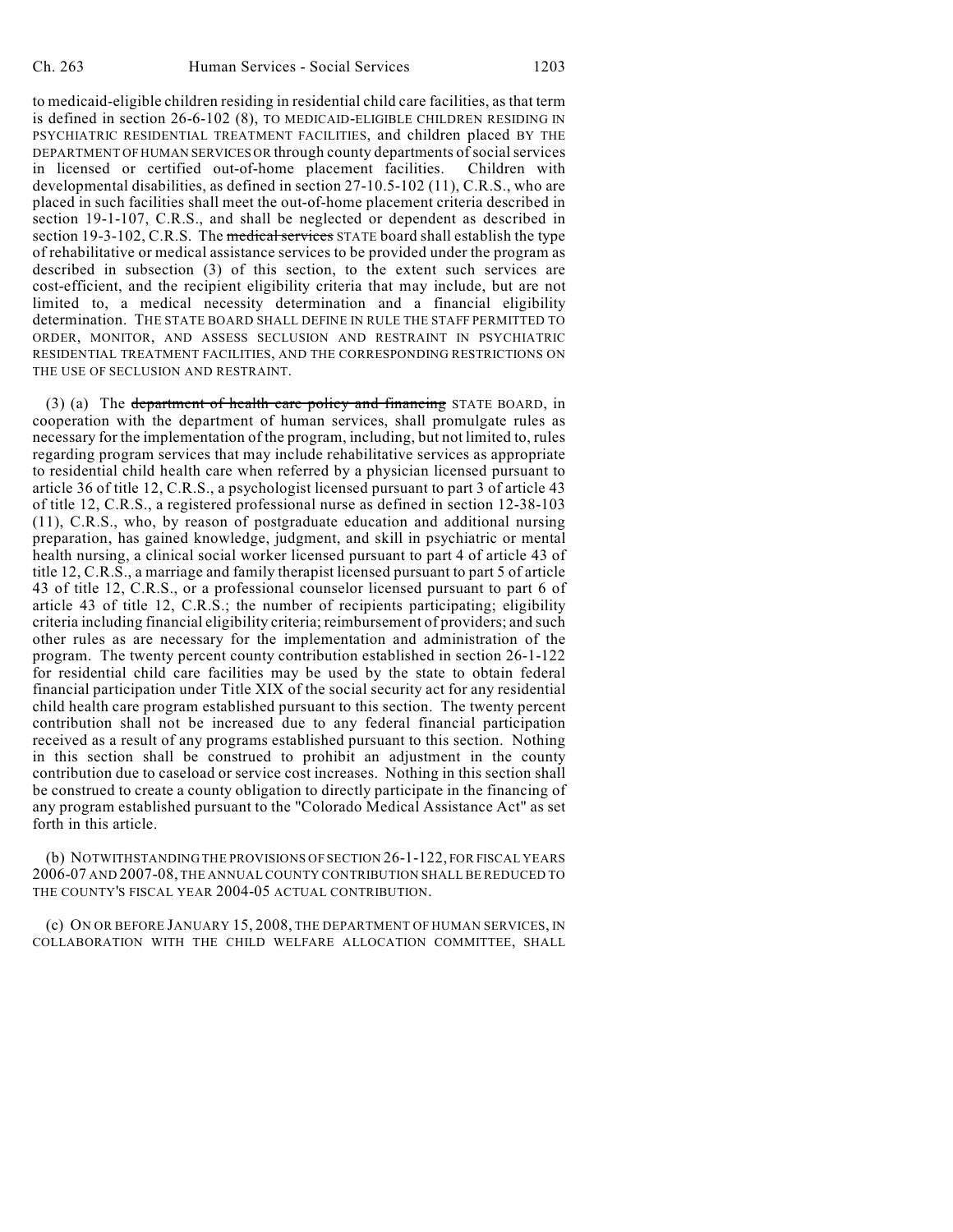to medicaid-eligible children residing in residential child care facilities, as that term is defined in section 26-6-102 (8), TO MEDICAID-ELIGIBLE CHILDREN RESIDING IN PSYCHIATRIC RESIDENTIAL TREATMENT FACILITIES, and children placed BY THE DEPARTMENT OF HUMAN SERVICES OR through county departments of social services in licensed or certified out-of-home placement facilities. Children with developmental disabilities, as defined in section 27-10.5-102 (11), C.R.S., who are placed in such facilities shall meet the out-of-home placement criteria described in section 19-1-107, C.R.S., and shall be neglected or dependent as described in section 19-3-102, C.R.S. The ~~medical services~~ STATE board shall establish the type of rehabilitative or medical assistance services to be provided under the program as described in subsection (3) of this section, to the extent such services are cost-efficient, and the recipient eligibility criteria that may include, but are not limited to, a medical necessity determination and a financial eligibility determination. THE STATE BOARD SHALL DEFINE IN RULE THE STAFF PERMITTED TO ORDER, MONITOR, AND ASSESS SECLUSION AND RESTRAINT IN PSYCHIATRIC RESIDENTIAL TREATMENT FACILITIES, AND THE CORRESPONDING RESTRICTIONS ON THE USE OF SECLUSION AND RESTRAINT.

(3) (a) The ~~department of health care policy and financing~~ STATE BOARD, in cooperation with the department of human services, shall promulgate rules as necessary for the implementation of the program, including, but not limited to, rules regarding program services that may include rehabilitative services as appropriate to residential child health care when referred by a physician licensed pursuant to article 36 of title 12, C.R.S., a psychologist licensed pursuant to part 3 of article 43 of title 12, C.R.S., a registered professional nurse as defined in section 12-38-103 (11), C.R.S., who, by reason of postgraduate education and additional nursing preparation, has gained knowledge, judgment, and skill in psychiatric or mental health nursing, a clinical social worker licensed pursuant to part 4 of article 43 of title 12, C.R.S., a marriage and family therapist licensed pursuant to part 5 of article 43 of title 12, C.R.S., or a professional counselor licensed pursuant to part 6 of article 43 of title 12, C.R.S.; the number of recipients participating; eligibility criteria including financial eligibility criteria; reimbursement of providers; and such other rules as are necessary for the implementation and administration of the program. The twenty percent county contribution established in section 26-1-122 for residential child care facilities may be used by the state to obtain federal financial participation under Title XIX of the social security act for any residential child health care program established pursuant to this section. The twenty percent contribution shall not be increased due to any federal financial participation received as a result of any programs established pursuant to this section. Nothing in this section shall be construed to prohibit an adjustment in the county contribution due to caseload or service cost increases. Nothing in this section shall be construed to create a county obligation to directly participate in the financing of any program established pursuant to the "Colorado Medical Assistance Act" as set forth in this article.

(b) NOTWITHSTANDING THE PROVISIONS OF SECTION 26-1-122, FOR FISCAL YEARS 2006-07 AND 2007-08, THE ANNUAL COUNTY CONTRIBUTION SHALL BE REDUCED TO THE COUNTY'S FISCAL YEAR 2004-05 ACTUAL CONTRIBUTION.

(c) ON OR BEFORE JANUARY 15, 2008, THE DEPARTMENT OF HUMAN SERVICES, IN COLLABORATION WITH THE CHILD WELFARE ALLOCATION COMMITTEE, SHALL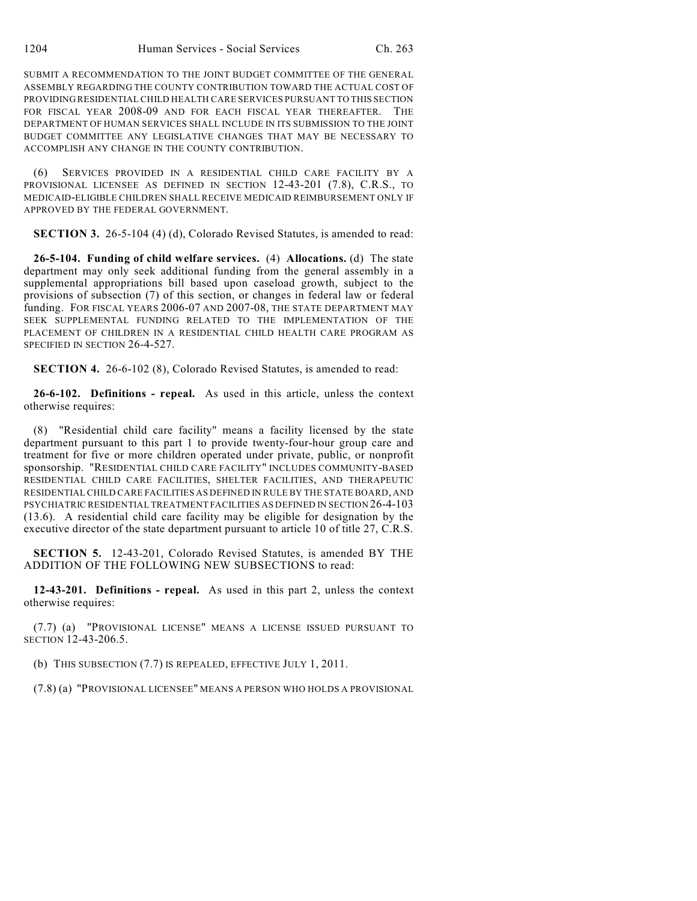SUBMIT A RECOMMENDATION TO THE JOINT BUDGET COMMITTEE OF THE GENERAL ASSEMBLY REGARDING THE COUNTY CONTRIBUTION TOWARD THE ACTUAL COST OF PROVIDING RESIDENTIAL CHILD HEALTH CARE SERVICES PURSUANT TO THIS SECTION FOR FISCAL YEAR 2008-09 AND FOR EACH FISCAL YEAR THEREAFTER. THE DEPARTMENT OF HUMAN SERVICES SHALL INCLUDE IN ITS SUBMISSION TO THE JOINT BUDGET COMMITTEE ANY LEGISLATIVE CHANGES THAT MAY BE NECESSARY TO ACCOMPLISH ANY CHANGE IN THE COUNTY CONTRIBUTION.

(6) SERVICES PROVIDED IN A RESIDENTIAL CHILD CARE FACILITY BY A PROVISIONAL LICENSEE AS DEFINED IN SECTION 12-43-201 (7.8), C.R.S., TO MEDICAID-ELIGIBLE CHILDREN SHALL RECEIVE MEDICAID REIMBURSEMENT ONLY IF APPROVED BY THE FEDERAL GOVERNMENT.

**SECTION 3.** 26-5-104 (4) (d), Colorado Revised Statutes, is amended to read:

**26-5-104. Funding of child welfare services.** (4) **Allocations.** (d) The state department may only seek additional funding from the general assembly in a supplemental appropriations bill based upon caseload growth, subject to the provisions of subsection (7) of this section, or changes in federal law or federal funding. FOR FISCAL YEARS 2006-07 AND 2007-08, THE STATE DEPARTMENT MAY SEEK SUPPLEMENTAL FUNDING RELATED TO THE IMPLEMENTATION OF THE PLACEMENT OF CHILDREN IN A RESIDENTIAL CHILD HEALTH CARE PROGRAM AS SPECIFIED IN SECTION 26-4-527.

**SECTION 4.** 26-6-102 (8), Colorado Revised Statutes, is amended to read:

**26-6-102. Definitions - repeal.** As used in this article, unless the context otherwise requires:

(8) "Residential child care facility" means a facility licensed by the state department pursuant to this part 1 to provide twenty-four-hour group care and treatment for five or more children operated under private, public, or nonprofit sponsorship. "RESIDENTIAL CHILD CARE FACILITY" INCLUDES COMMUNITY-BASED RESIDENTIAL CHILD CARE FACILITIES, SHELTER FACILITIES, AND THERAPEUTIC RESIDENTIAL CHILD CARE FACILITIES AS DEFINED IN RULE BY THE STATE BOARD, AND PSYCHIATRIC RESIDENTIAL TREATMENT FACILITIES AS DEFINED IN SECTION 26-4-103 (13.6). A residential child care facility may be eligible for designation by the executive director of the state department pursuant to article 10 of title 27, C.R.S.

**SECTION 5.** 12-43-201, Colorado Revised Statutes, is amended BY THE ADDITION OF THE FOLLOWING NEW SUBSECTIONS to read:

**12-43-201. Definitions - repeal.** As used in this part 2, unless the context otherwise requires:

(7.7) (a) "PROVISIONAL LICENSE" MEANS A LICENSE ISSUED PURSUANT TO SECTION 12-43-206.5.

(b) THIS SUBSECTION (7.7) IS REPEALED, EFFECTIVE JULY 1, 2011.

(7.8) (a) "PROVISIONAL LICENSEE" MEANS A PERSON WHO HOLDS A PROVISIONAL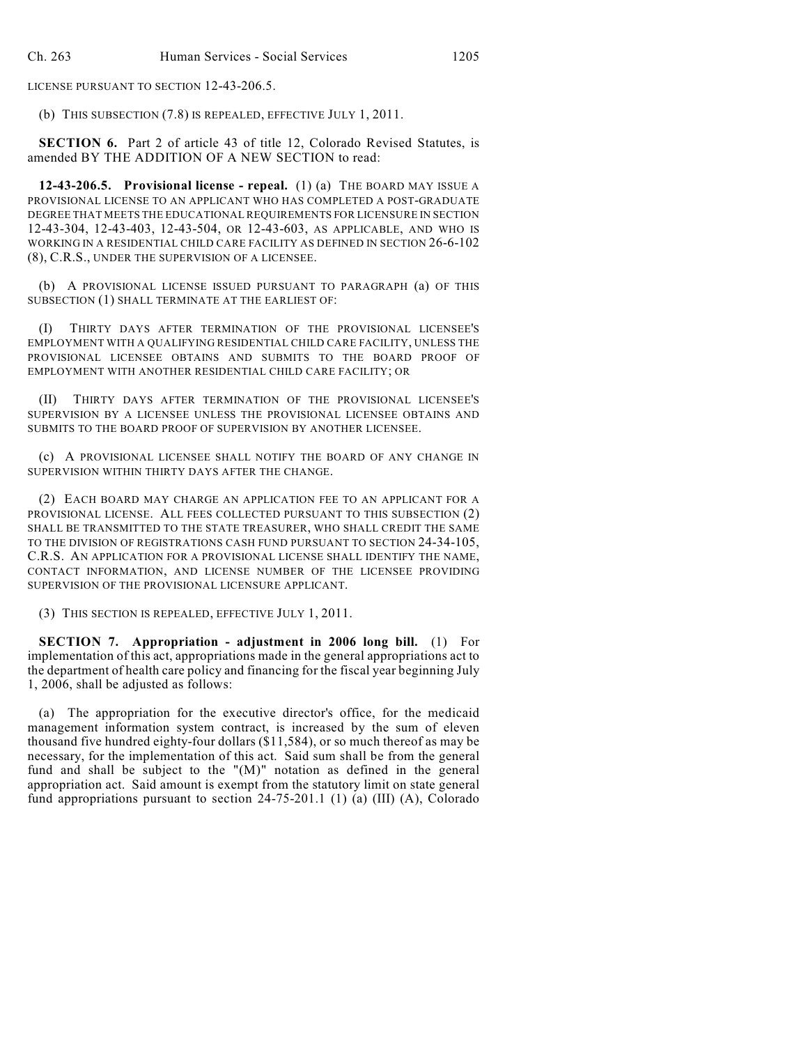LICENSE PURSUANT TO SECTION 12-43-206.5.

(b) THIS SUBSECTION (7.8) IS REPEALED, EFFECTIVE JULY 1, 2011.

**SECTION 6.** Part 2 of article 43 of title 12, Colorado Revised Statutes, is amended BY THE ADDITION OF A NEW SECTION to read:

**12-43-206.5. Provisional license - repeal.** (1) (a) THE BOARD MAY ISSUE A PROVISIONAL LICENSE TO AN APPLICANT WHO HAS COMPLETED A POST-GRADUATE DEGREE THAT MEETS THE EDUCATIONAL REQUIREMENTS FOR LICENSURE IN SECTION 12-43-304, 12-43-403, 12-43-504, OR 12-43-603, AS APPLICABLE, AND WHO IS WORKING IN A RESIDENTIAL CHILD CARE FACILITY AS DEFINED IN SECTION 26-6-102 (8), C.R.S., UNDER THE SUPERVISION OF A LICENSEE.

(b) A PROVISIONAL LICENSE ISSUED PURSUANT TO PARAGRAPH (a) OF THIS SUBSECTION (1) SHALL TERMINATE AT THE EARLIEST OF:

(I) THIRTY DAYS AFTER TERMINATION OF THE PROVISIONAL LICENSEE'S EMPLOYMENT WITH A QUALIFYING RESIDENTIAL CHILD CARE FACILITY, UNLESS THE PROVISIONAL LICENSEE OBTAINS AND SUBMITS TO THE BOARD PROOF OF EMPLOYMENT WITH ANOTHER RESIDENTIAL CHILD CARE FACILITY; OR

(II) THIRTY DAYS AFTER TERMINATION OF THE PROVISIONAL LICENSEE'S SUPERVISION BY A LICENSEE UNLESS THE PROVISIONAL LICENSEE OBTAINS AND SUBMITS TO THE BOARD PROOF OF SUPERVISION BY ANOTHER LICENSEE.

(c) A PROVISIONAL LICENSEE SHALL NOTIFY THE BOARD OF ANY CHANGE IN SUPERVISION WITHIN THIRTY DAYS AFTER THE CHANGE.

(2) EACH BOARD MAY CHARGE AN APPLICATION FEE TO AN APPLICANT FOR A PROVISIONAL LICENSE. ALL FEES COLLECTED PURSUANT TO THIS SUBSECTION (2) SHALL BE TRANSMITTED TO THE STATE TREASURER, WHO SHALL CREDIT THE SAME TO THE DIVISION OF REGISTRATIONS CASH FUND PURSUANT TO SECTION 24-34-105, C.R.S. AN APPLICATION FOR A PROVISIONAL LICENSE SHALL IDENTIFY THE NAME, CONTACT INFORMATION, AND LICENSE NUMBER OF THE LICENSEE PROVIDING SUPERVISION OF THE PROVISIONAL LICENSURE APPLICANT.

(3) THIS SECTION IS REPEALED, EFFECTIVE JULY 1, 2011.

**SECTION 7. Appropriation - adjustment in 2006 long bill.** (1) For implementation of this act, appropriations made in the general appropriations act to the department of health care policy and financing for the fiscal year beginning July 1, 2006, shall be adjusted as follows:

(a) The appropriation for the executive director's office, for the medicaid management information system contract, is increased by the sum of eleven thousand five hundred eighty-four dollars ($11,584), or so much thereof as may be necessary, for the implementation of this act. Said sum shall be from the general fund and shall be subject to the "(M)" notation as defined in the general appropriation act. Said amount is exempt from the statutory limit on state general fund appropriations pursuant to section 24-75-201.1 (1) (a) (III) (A), Colorado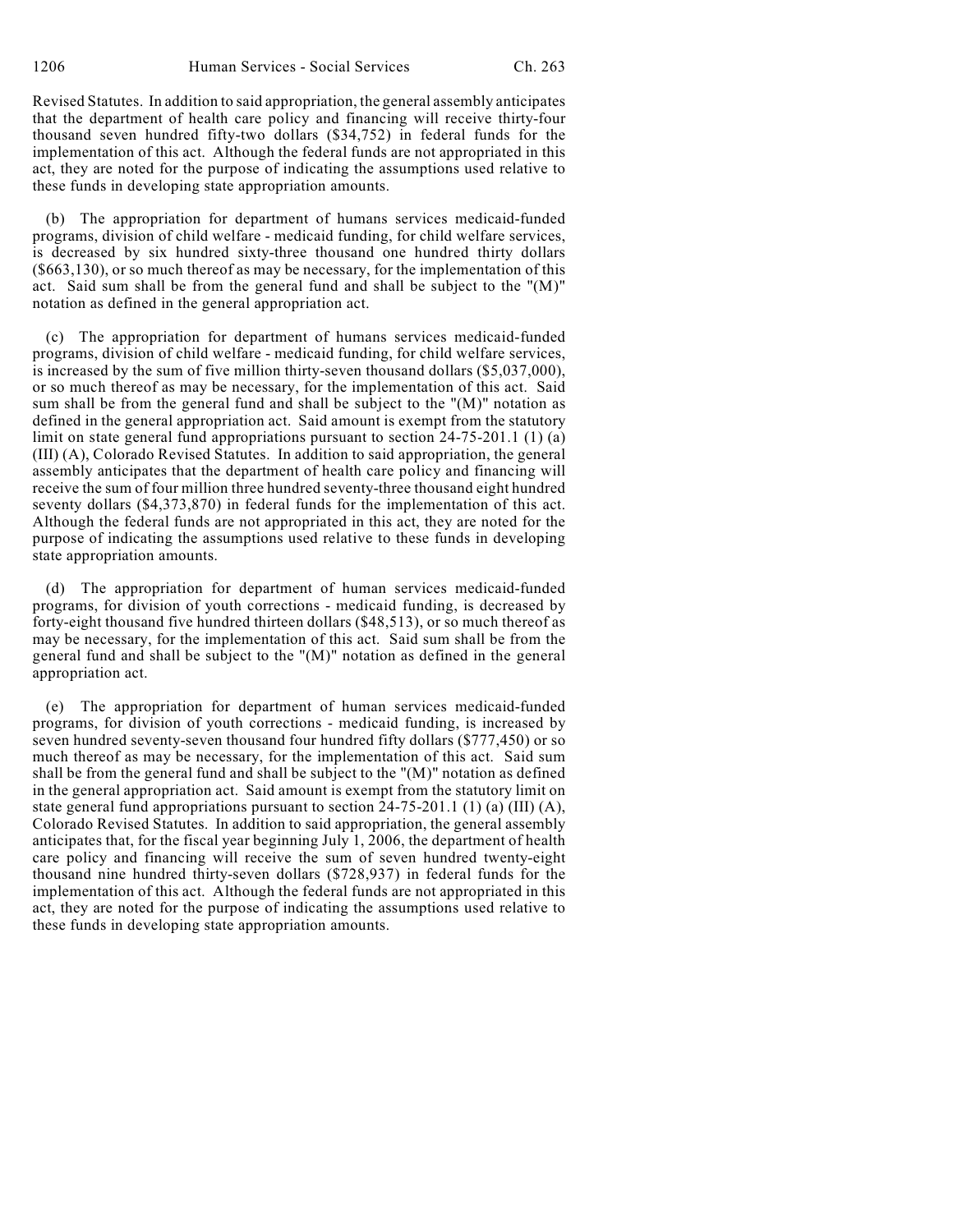Revised Statutes. In addition to said appropriation, the general assembly anticipates that the department of health care policy and financing will receive thirty-four thousand seven hundred fifty-two dollars ($34,752) in federal funds for the implementation of this act. Although the federal funds are not appropriated in this act, they are noted for the purpose of indicating the assumptions used relative to these funds in developing state appropriation amounts.

(b) The appropriation for department of humans services medicaid-funded programs, division of child welfare - medicaid funding, for child welfare services, is decreased by six hundred sixty-three thousand one hundred thirty dollars ($663,130), or so much thereof as may be necessary, for the implementation of this act. Said sum shall be from the general fund and shall be subject to the "(M)" notation as defined in the general appropriation act.

(c) The appropriation for department of humans services medicaid-funded programs, division of child welfare - medicaid funding, for child welfare services, is increased by the sum of five million thirty-seven thousand dollars ($5,037,000), or so much thereof as may be necessary, for the implementation of this act. Said sum shall be from the general fund and shall be subject to the "(M)" notation as defined in the general appropriation act. Said amount is exempt from the statutory limit on state general fund appropriations pursuant to section 24-75-201.1 (1) (a) (III) (A), Colorado Revised Statutes. In addition to said appropriation, the general assembly anticipates that the department of health care policy and financing will receive the sum of four million three hundred seventy-three thousand eight hundred seventy dollars ($4,373,870) in federal funds for the implementation of this act. Although the federal funds are not appropriated in this act, they are noted for the purpose of indicating the assumptions used relative to these funds in developing state appropriation amounts.

(d) The appropriation for department of human services medicaid-funded programs, for division of youth corrections - medicaid funding, is decreased by forty-eight thousand five hundred thirteen dollars ($48,513), or so much thereof as may be necessary, for the implementation of this act. Said sum shall be from the general fund and shall be subject to the "(M)" notation as defined in the general appropriation act.

(e) The appropriation for department of human services medicaid-funded programs, for division of youth corrections - medicaid funding, is increased by seven hundred seventy-seven thousand four hundred fifty dollars ($777,450) or so much thereof as may be necessary, for the implementation of this act. Said sum shall be from the general fund and shall be subject to the "(M)" notation as defined in the general appropriation act. Said amount is exempt from the statutory limit on state general fund appropriations pursuant to section 24-75-201.1 (1) (a) (III) (A), Colorado Revised Statutes. In addition to said appropriation, the general assembly anticipates that, for the fiscal year beginning July 1, 2006, the department of health care policy and financing will receive the sum of seven hundred twenty-eight thousand nine hundred thirty-seven dollars ($728,937) in federal funds for the implementation of this act. Although the federal funds are not appropriated in this act, they are noted for the purpose of indicating the assumptions used relative to these funds in developing state appropriation amounts.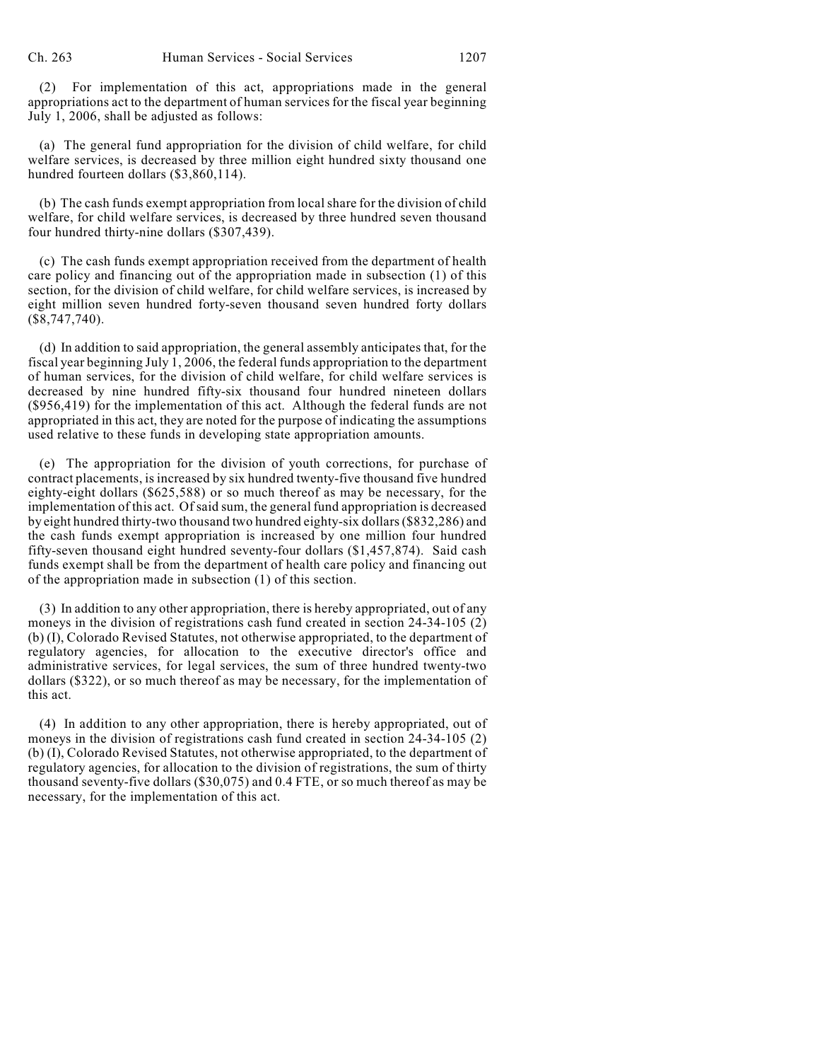(2) For implementation of this act, appropriations made in the general appropriations act to the department of human services for the fiscal year beginning July 1, 2006, shall be adjusted as follows:

(a) The general fund appropriation for the division of child welfare, for child welfare services, is decreased by three million eight hundred sixty thousand one hundred fourteen dollars ($3,860,114).

(b) The cash funds exempt appropriation from local share for the division of child welfare, for child welfare services, is decreased by three hundred seven thousand four hundred thirty-nine dollars ($307,439).

(c) The cash funds exempt appropriation received from the department of health care policy and financing out of the appropriation made in subsection (1) of this section, for the division of child welfare, for child welfare services, is increased by eight million seven hundred forty-seven thousand seven hundred forty dollars ($8,747,740).

(d) In addition to said appropriation, the general assembly anticipates that, for the fiscal year beginning July 1, 2006, the federal funds appropriation to the department of human services, for the division of child welfare, for child welfare services is decreased by nine hundred fifty-six thousand four hundred nineteen dollars ($956,419) for the implementation of this act. Although the federal funds are not appropriated in this act, they are noted for the purpose of indicating the assumptions used relative to these funds in developing state appropriation amounts.

(e) The appropriation for the division of youth corrections, for purchase of contract placements, is increased by six hundred twenty-five thousand five hundred eighty-eight dollars ($625,588) or so much thereof as may be necessary, for the implementation of this act. Of said sum, the general fund appropriation is decreased by eight hundred thirty-two thousand two hundred eighty-six dollars ($832,286) and the cash funds exempt appropriation is increased by one million four hundred fifty-seven thousand eight hundred seventy-four dollars ($1,457,874). Said cash funds exempt shall be from the department of health care policy and financing out of the appropriation made in subsection (1) of this section.

(3) In addition to any other appropriation, there is hereby appropriated, out of any moneys in the division of registrations cash fund created in section 24-34-105 (2) (b) (I), Colorado Revised Statutes, not otherwise appropriated, to the department of regulatory agencies, for allocation to the executive director's office and administrative services, for legal services, the sum of three hundred twenty-two dollars ($322), or so much thereof as may be necessary, for the implementation of this act.

(4) In addition to any other appropriation, there is hereby appropriated, out of moneys in the division of registrations cash fund created in section 24-34-105 (2) (b) (I), Colorado Revised Statutes, not otherwise appropriated, to the department of regulatory agencies, for allocation to the division of registrations, the sum of thirty thousand seventy-five dollars ($30,075) and 0.4 FTE, or so much thereof as may be necessary, for the implementation of this act.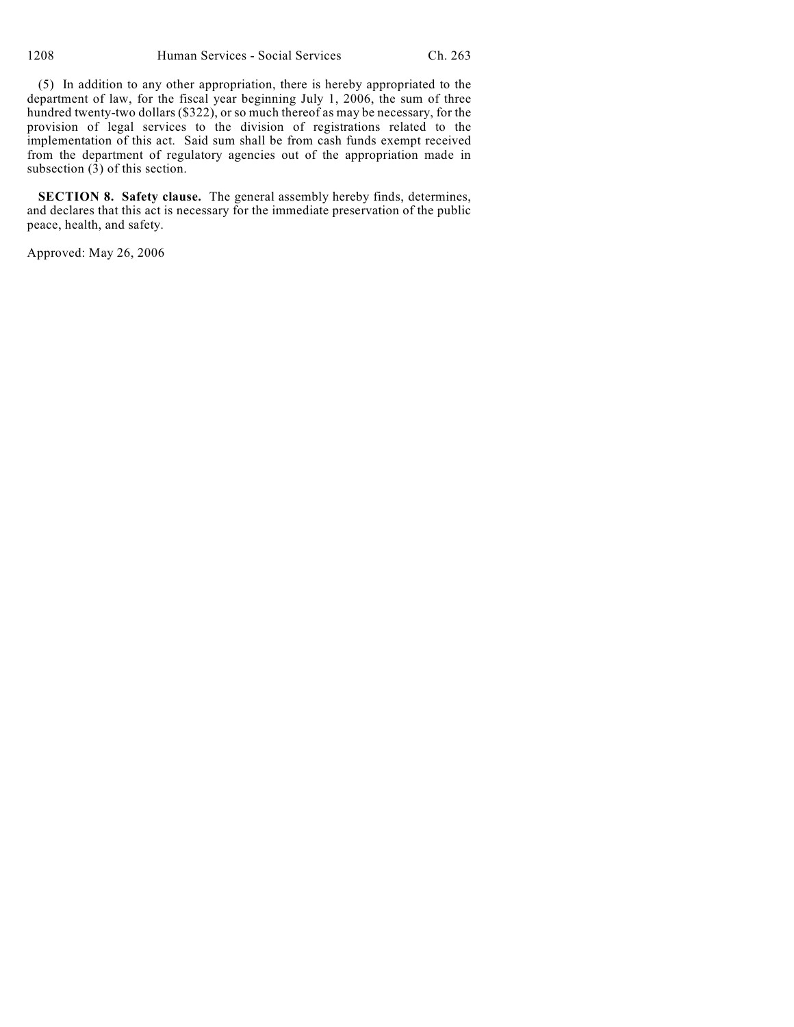(5) In addition to any other appropriation, there is hereby appropriated to the department of law, for the fiscal year beginning July 1, 2006, the sum of three hundred twenty-two dollars ($322), or so much thereof as may be necessary, for the provision of legal services to the division of registrations related to the implementation of this act. Said sum shall be from cash funds exempt received from the department of regulatory agencies out of the appropriation made in subsection (3) of this section.

**SECTION 8. Safety clause.** The general assembly hereby finds, determines, and declares that this act is necessary for the immediate preservation of the public peace, health, and safety.

Approved: May 26, 2006